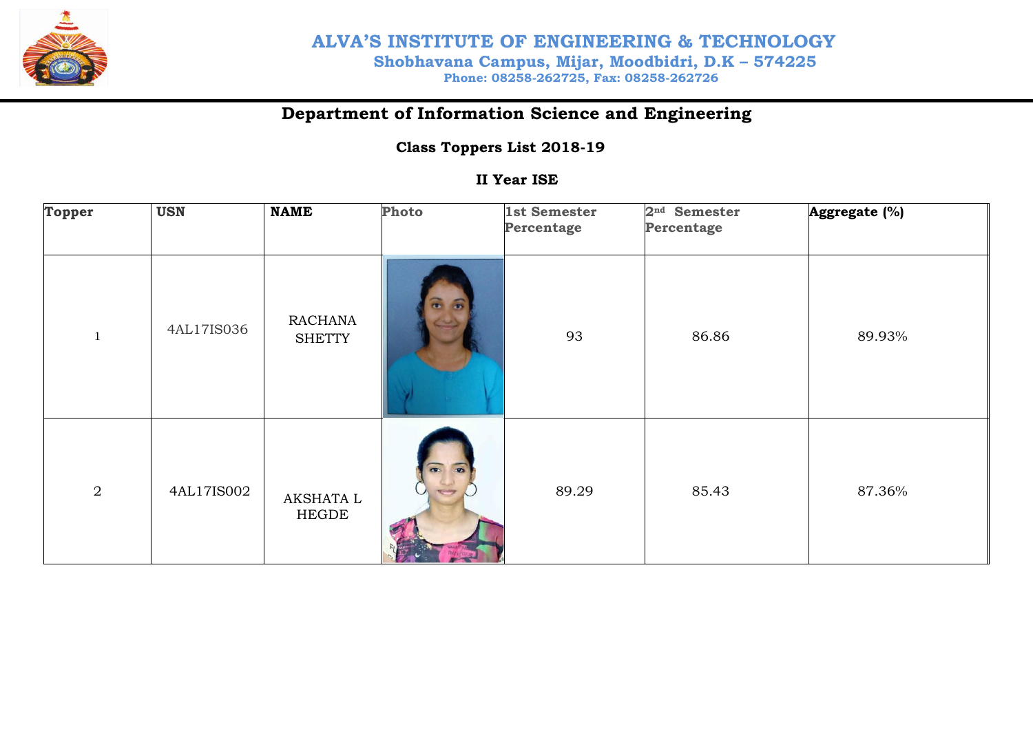# ALVA'S INSTITUTE OF ENGINEERING & TECHNOLOGY

**Shobhavana Campus, Mijar, Moodbidri, D.K – 574225**

**Phone: 08258-262725, Fax: 08258-262726**

## Department of Information Science and Engineering

### Class Toppers List 2018-19

### II Year ISE

| Topper | USN | NAME | Photo | 1st Semester Percentage | 2nd Semester Percentage | Aggregate (%) |
|---|---|---|---|---|---|---|
| 1 | 4AL17IS036 | RACHANA SHETTY | | 93 | 86.86 | 89.93% |
| 2 | 4AL17IS002 | AKSHATA L HEGDE | | 89.29 | 85.43 | 87.36% |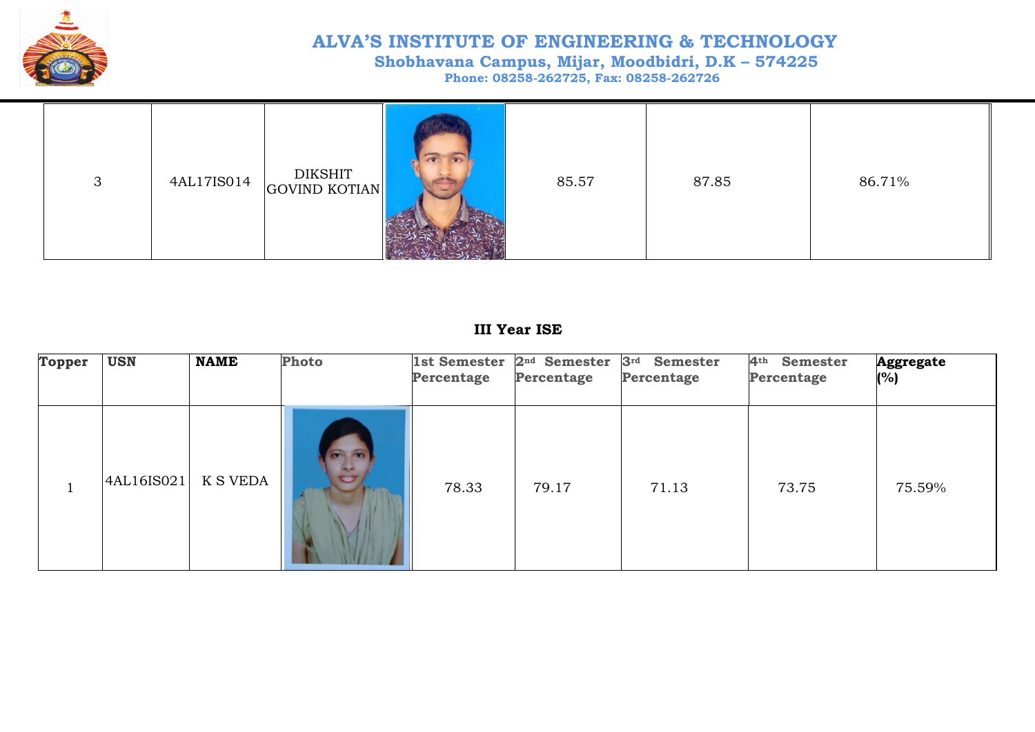# ALVA'S INSTITUTE OF ENGINEERING & TECHNOLOGY

**Shobhavana Campus, Mijar, Moodbidri, D.K – 574225**

**Phone: 08258-262725, Fax: 08258-262726**

| | | | | | | |
|---|---|---|---|---|---|---|
| 3 | 4AL17IS014 | DIKSHIT GOVIND KOTIAN | | 85.57 | 87.85 | 86.71% |

## III Year ISE

| Topper | USN | NAME | Photo | 1st Semester Percentage | 2nd Semester Percentage | 3rd Semester Percentage | 4th Semester Percentage | Aggregate (%) |
|---|---|---|---|---|---|---|---|---|
| 1 | 4AL16IS021 | K S VEDA | | 78.33 | 79.17 | 71.13 | 73.75 | 75.59% |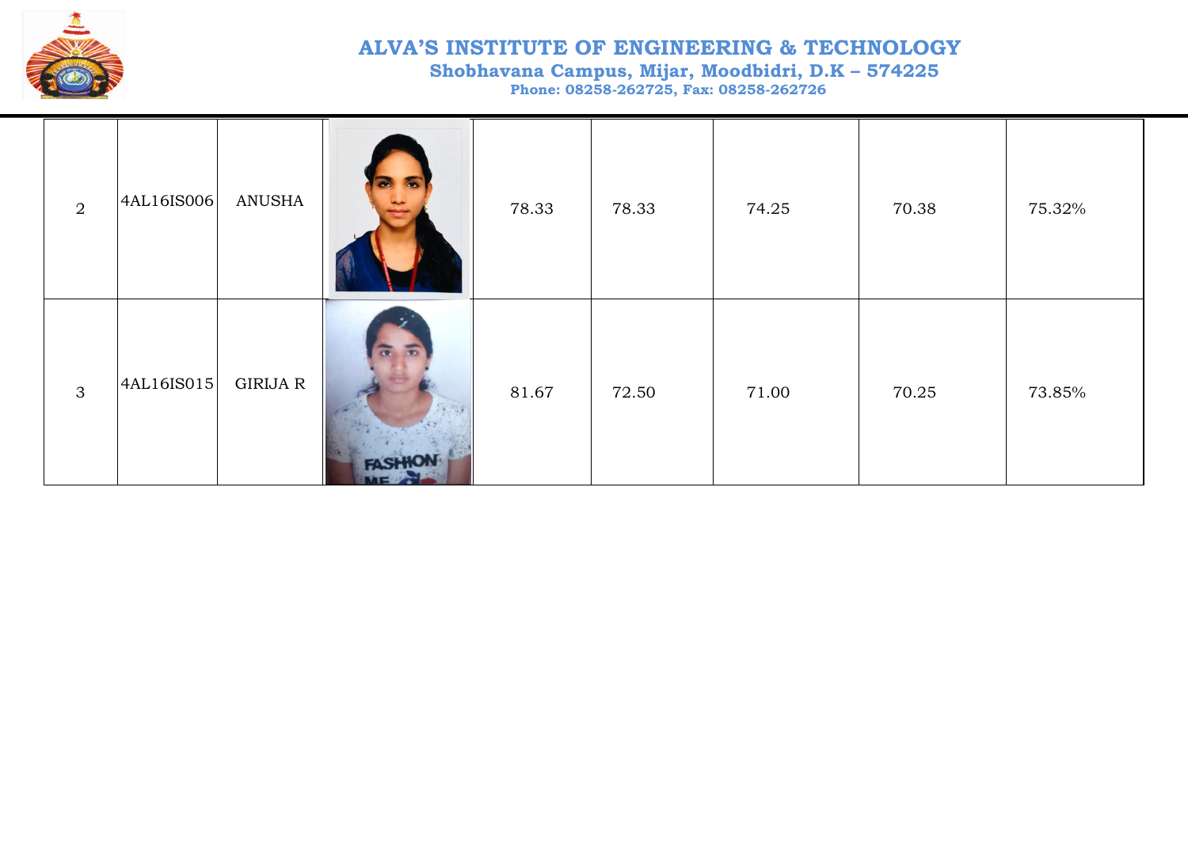# ALVA'S INSTITUTE OF ENGINEERING & TECHNOLOGY

**Shobhavana Campus, Mijar, Moodbidri, D.K – 574225**

**Phone: 08258-262725, Fax: 08258-262726**

| | | | | | | | | |
|---|---|---|---|---|---|---|---|---|
| 2 | 4AL16IS006 | ANUSHA | | 78.33 | 78.33 | 74.25 | 70.38 | 75.32% |
| 3 | 4AL16IS015 | GIRIJA R | | 81.67 | 72.50 | 71.00 | 70.25 | 73.85% |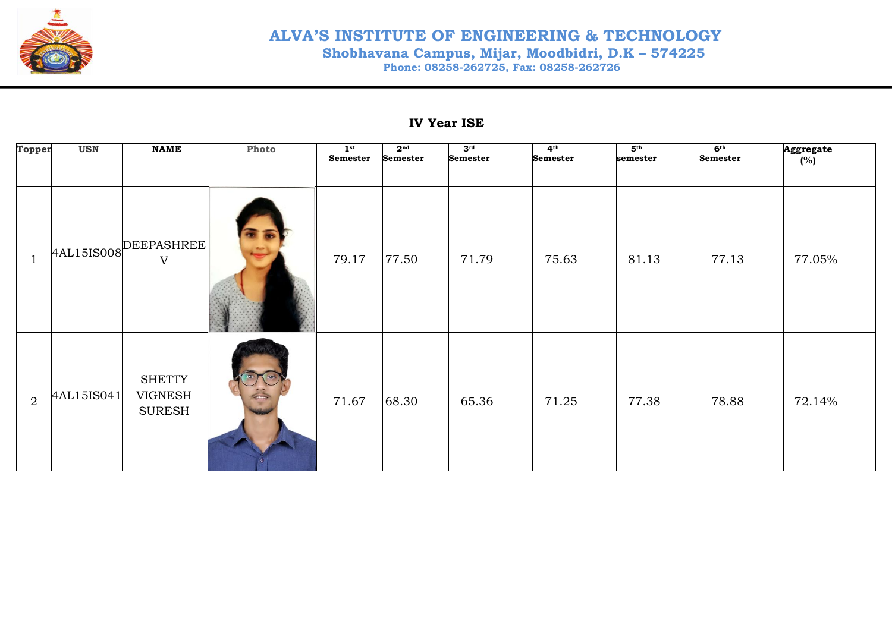# ALVA'S INSTITUTE OF ENGINEERING & TECHNOLOGY

**Shobhavana Campus, Mijar, Moodbidri, D.K – 574225**

**Phone: 08258-262725, Fax: 08258-262726**

## IV Year ISE

| Topper | USN | NAME | Photo | 1st Semester | 2nd Semester | 3rd Semester | 4th Semester | 5th semester | 6th Semester | Aggregate (%) |
|---|---|---|---|---|---|---|---|---|---|---|
| 1 | 4AL15IS008 | DEEPASHREE V | | 79.17 | 77.50 | 71.79 | 75.63 | 81.13 | 77.13 | 77.05% |
| 2 | 4AL15IS041 | SHETTY VIGNESH SURESH | | 71.67 | 68.30 | 65.36 | 71.25 | 77.38 | 78.88 | 72.14% |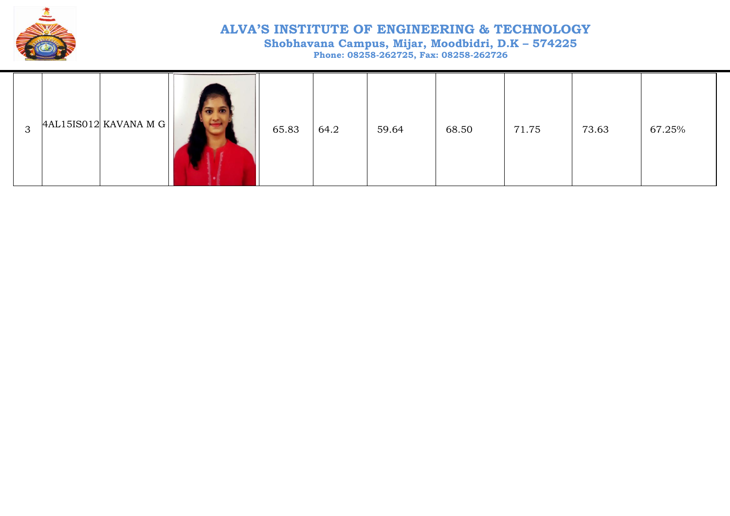# ALVA'S INSTITUTE OF ENGINEERING & TECHNOLOGY

**Shobhavana Campus, Mijar, Moodbidri, D.K – 574225**

**Phone: 08258-262725, Fax: 08258-262726**

| | | | | | | | | | | |
|---|---|---|---|---|---|---|---|---|---|---|
| 3 | 4AL15IS012 | KAVANA M G | | 65.83 | 64.2 | 59.64 | 68.50 | 71.75 | 73.63 | 67.25% |